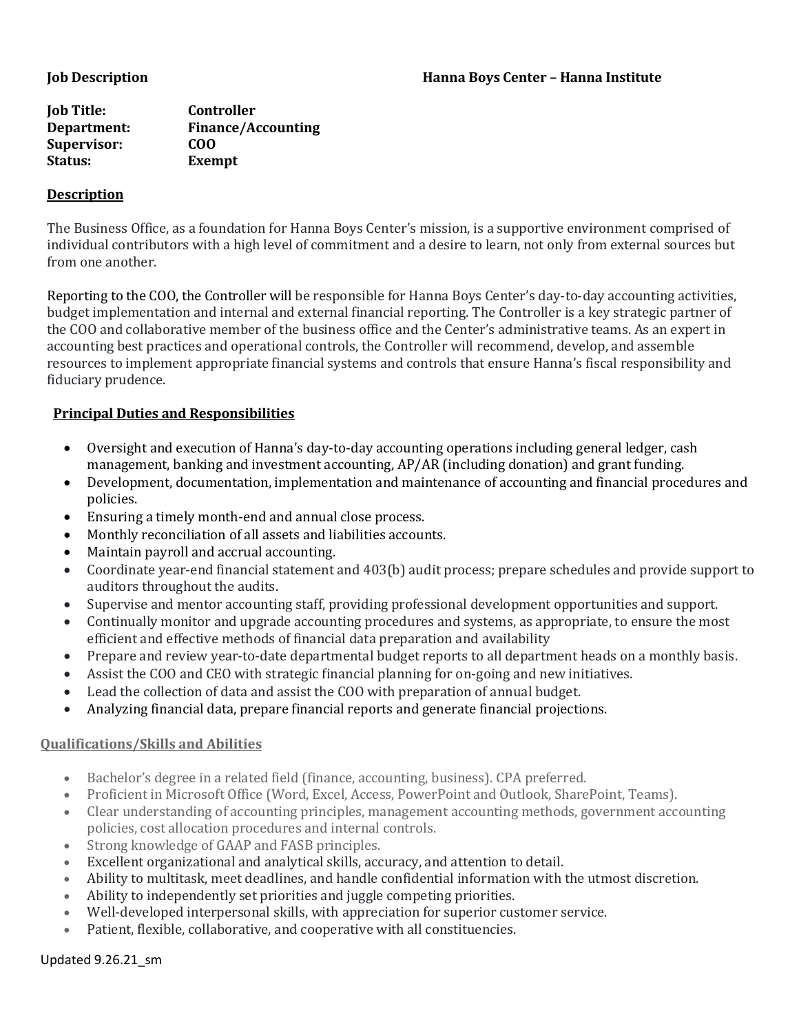**Job Description** **Hanna Boys Center – Hanna Institute**

**Job Title:** **Controller**
**Department:** **Finance/Accounting**
**Supervisor:** **COO**
**Status:** **Exempt**

## Description

The Business Office, as a foundation for Hanna Boys Center's mission, is a supportive environment comprised of individual contributors with a high level of commitment and a desire to learn, not only from external sources but from one another.

Reporting to the COO, the Controller will be responsible for Hanna Boys Center's day-to-day accounting activities, budget implementation and internal and external financial reporting. The Controller is a key strategic partner of the COO and collaborative member of the business office and the Center's administrative teams. As an expert in accounting best practices and operational controls, the Controller will recommend, develop, and assemble resources to implement appropriate financial systems and controls that ensure Hanna's fiscal responsibility and fiduciary prudence.

## Principal Duties and Responsibilities

- Oversight and execution of Hanna's day-to-day accounting operations including general ledger, cash management, banking and investment accounting, AP/AR (including donation) and grant funding.
- Development, documentation, implementation and maintenance of accounting and financial procedures and policies.
- Ensuring a timely month-end and annual close process.
- Monthly reconciliation of all assets and liabilities accounts.
- Maintain payroll and accrual accounting.
- Coordinate year-end financial statement and 403(b) audit process; prepare schedules and provide support to auditors throughout the audits.
- Supervise and mentor accounting staff, providing professional development opportunities and support.
- Continually monitor and upgrade accounting procedures and systems, as appropriate, to ensure the most efficient and effective methods of financial data preparation and availability
- Prepare and review year-to-date departmental budget reports to all department heads on a monthly basis.
- Assist the COO and CEO with strategic financial planning for on-going and new initiatives.
- Lead the collection of data and assist the COO with preparation of annual budget.
- Analyzing financial data, prepare financial reports and generate financial projections.

## Qualifications/Skills and Abilities

- Bachelor's degree in a related field (finance, accounting, business). CPA preferred.
- Proficient in Microsoft Office (Word, Excel, Access, PowerPoint and Outlook, SharePoint, Teams).
- Clear understanding of accounting principles, management accounting methods, government accounting policies, cost allocation procedures and internal controls.
- Strong knowledge of GAAP and FASB principles.
- Excellent organizational and analytical skills, accuracy, and attention to detail.
- Ability to multitask, meet deadlines, and handle confidential information with the utmost discretion.
- Ability to independently set priorities and juggle competing priorities.
- Well-developed interpersonal skills, with appreciation for superior customer service.
- Patient, flexible, collaborative, and cooperative with all constituencies.

Updated 9.26.21_sm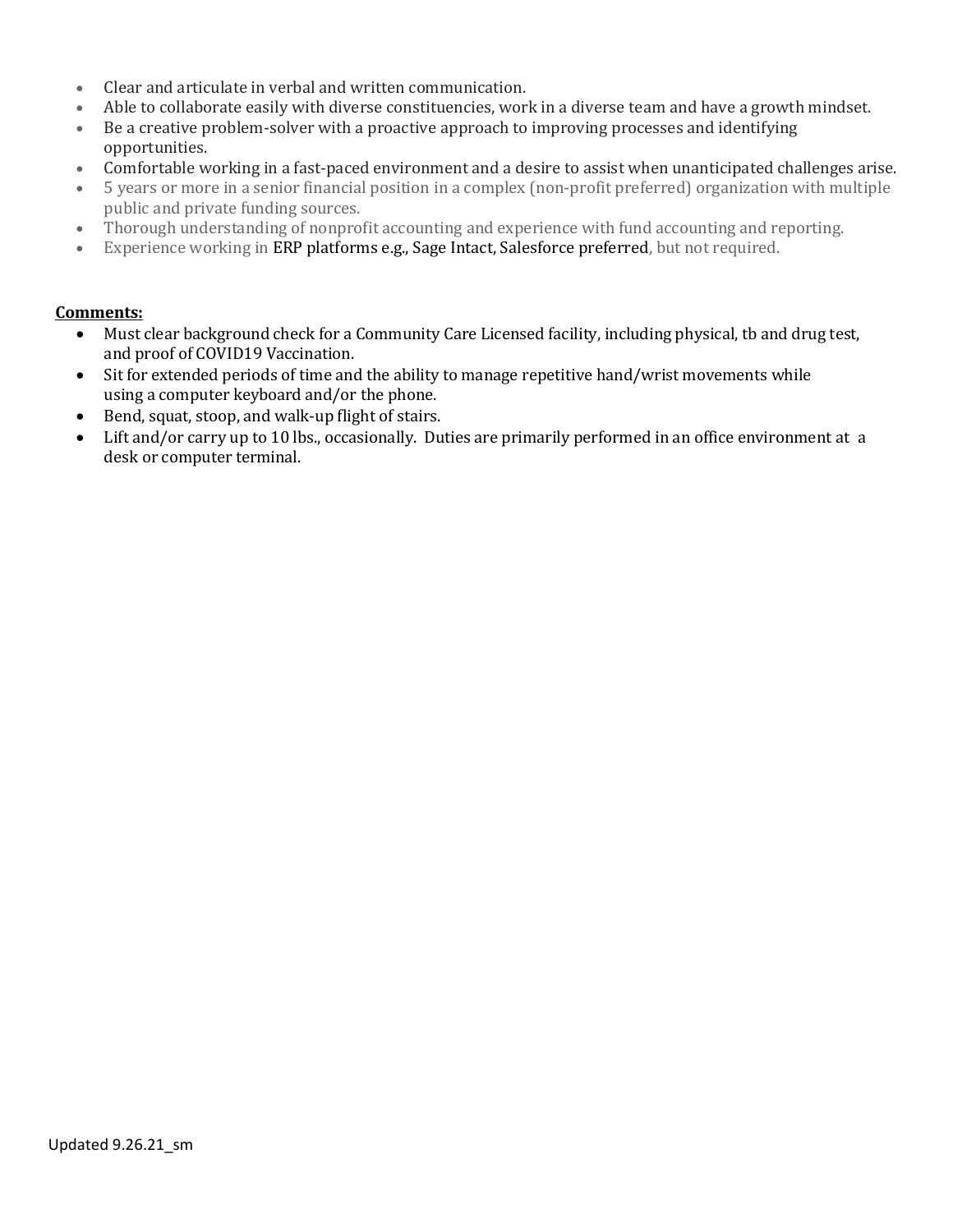- Clear and articulate in verbal and written communication.
- Able to collaborate easily with diverse constituencies, work in a diverse team and have a growth mindset.
- Be a creative problem-solver with a proactive approach to improving processes and identifying opportunities.
- Comfortable working in a fast-paced environment and a desire to assist when unanticipated challenges arise.
- 5 years or more in a senior financial position in a complex (non-profit preferred) organization with multiple public and private funding sources.
- Thorough understanding of nonprofit accounting and experience with fund accounting and reporting.
- Experience working in ERP platforms e.g., Sage Intact, Salesforce preferred, but not required.

**<u>Comments:</u>**

- Must clear background check for a Community Care Licensed facility, including physical, tb and drug test, and proof of COVID19 Vaccination.
- Sit for extended periods of time and the ability to manage repetitive hand/wrist movements while using a computer keyboard and/or the phone.
- Bend, squat, stoop, and walk-up flight of stairs.
- Lift and/or carry up to 10 lbs., occasionally. Duties are primarily performed in an office environment at a desk or computer terminal.

Updated 9.26.21_sm